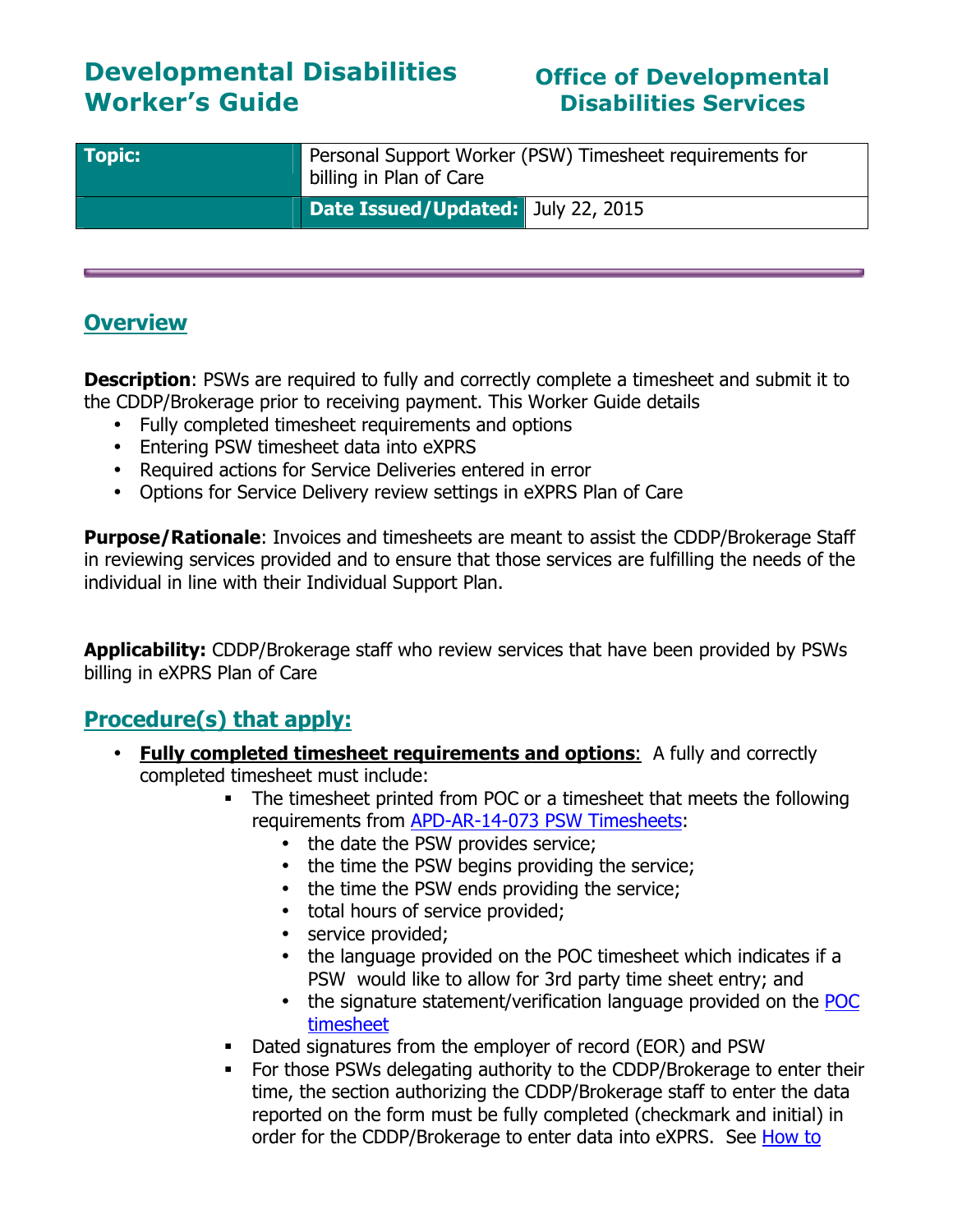# Developmental Disabilities Worker's Guide

# Office of Developmental Disabilities Services

| | | |
|---|---|---|
| **Topic:** | Personal Support Worker (PSW) Timesheet requirements for billing in Plan of Care | |
| | **Date Issued/Updated:** | July 22, 2015 |

## Overview

**Description**: PSWs are required to fully and correctly complete a timesheet and submit it to the CDDP/Brokerage prior to receiving payment. This Worker Guide details

- Fully completed timesheet requirements and options
- Entering PSW timesheet data into eXPRS
- Required actions for Service Deliveries entered in error
- Options for Service Delivery review settings in eXPRS Plan of Care

**Purpose/Rationale**: Invoices and timesheets are meant to assist the CDDP/Brokerage Staff in reviewing services provided and to ensure that those services are fulfilling the needs of the individual in line with their Individual Support Plan.

**Applicability:** CDDP/Brokerage staff who review services that have been provided by PSWs billing in eXPRS Plan of Care

## Procedure(s) that apply:

- **Fully completed timesheet requirements and options**: A fully and correctly completed timesheet must include:
  - The timesheet printed from POC or a timesheet that meets the following requirements from APD-AR-14-073 PSW Timesheets:
    - the date the PSW provides service;
    - the time the PSW begins providing the service;
    - the time the PSW ends providing the service;
    - total hours of service provided;
    - service provided;
    - the language provided on the POC timesheet which indicates if a PSW would like to allow for 3rd party time sheet entry; and
    - the signature statement/verification language provided on the POC timesheet
  - Dated signatures from the employer of record (EOR) and PSW
  - For those PSWs delegating authority to the CDDP/Brokerage to enter their time, the section authorizing the CDDP/Brokerage staff to enter the data reported on the form must be fully completed (checkmark and initial) in order for the CDDP/Brokerage to enter data into eXPRS. See How to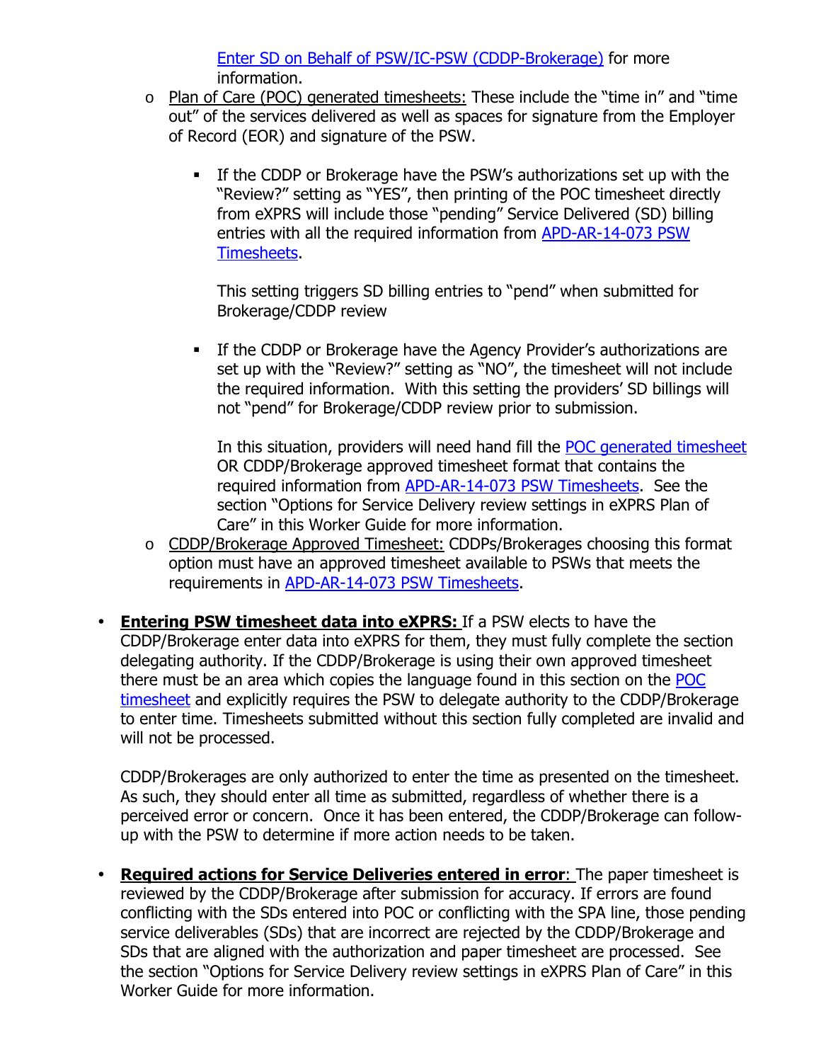[Enter SD on Behalf of PSW/IC-PSW (CDDP-Brokerage)](#) for more information.

  - Plan of Care (POC) generated timesheets: These include the "time in" and "time out" of the services delivered as well as spaces for signature from the Employer of Record (EOR) and signature of the PSW.

    - If the CDDP or Brokerage have the PSW's authorizations set up with the "Review?" setting as "YES", then printing of the POC timesheet directly from eXPRS will include those "pending" Service Delivered (SD) billing entries with all the required information from [APD-AR-14-073 PSW Timesheets](#).

      This setting triggers SD billing entries to "pend" when submitted for Brokerage/CDDP review

    - If the CDDP or Brokerage have the Agency Provider's authorizations are set up with the "Review?" setting as "NO", the timesheet will not include the required information. With this setting the providers' SD billings will not "pend" for Brokerage/CDDP review prior to submission.

      In this situation, providers will need hand fill the [POC generated timesheet](#) OR CDDP/Brokerage approved timesheet format that contains the required information from [APD-AR-14-073 PSW Timesheets](#). See the section "Options for Service Delivery review settings in eXPRS Plan of Care" in this Worker Guide for more information.

  - CDDP/Brokerage Approved Timesheet: CDDPs/Brokerages choosing this format option must have an approved timesheet available to PSWs that meets the requirements in [APD-AR-14-073 PSW Timesheets](#).

- **Entering PSW timesheet data into eXPRS:** If a PSW elects to have the CDDP/Brokerage enter data into eXPRS for them, they must fully complete the section delegating authority. If the CDDP/Brokerage is using their own approved timesheet there must be an area which copies the language found in this section on the [POC timesheet](#) and explicitly requires the PSW to delegate authority to the CDDP/Brokerage to enter time. Timesheets submitted without this section fully completed are invalid and will not be processed.

  CDDP/Brokerages are only authorized to enter the time as presented on the timesheet. As such, they should enter all time as submitted, regardless of whether there is a perceived error or concern. Once it has been entered, the CDDP/Brokerage can follow-up with the PSW to determine if more action needs to be taken.

- **Required actions for Service Deliveries entered in error**: The paper timesheet is reviewed by the CDDP/Brokerage after submission for accuracy. If errors are found conflicting with the SDs entered into POC or conflicting with the SPA line, those pending service deliverables (SDs) that are incorrect are rejected by the CDDP/Brokerage and SDs that are aligned with the authorization and paper timesheet are processed. See the section "Options for Service Delivery review settings in eXPRS Plan of Care" in this Worker Guide for more information.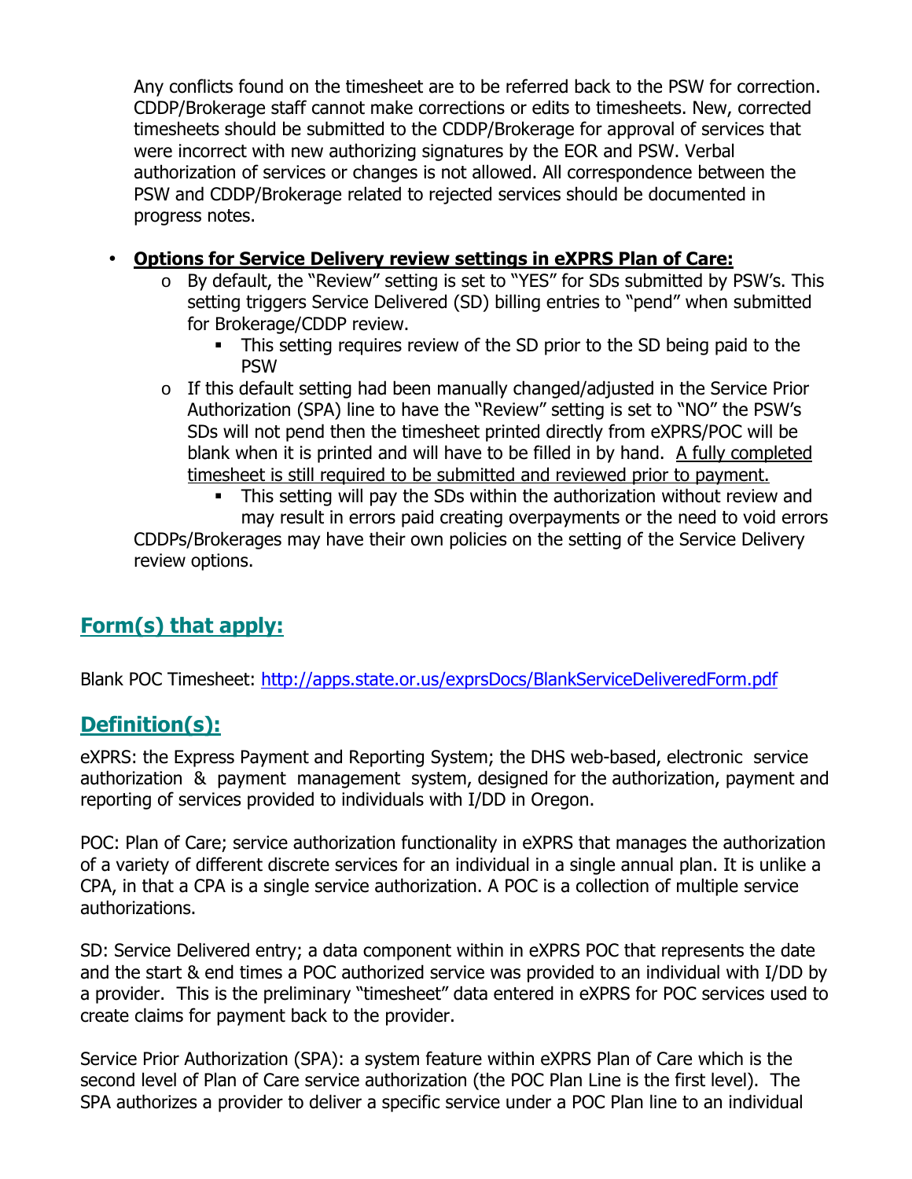Any conflicts found on the timesheet are to be referred back to the PSW for correction. CDDP/Brokerage staff cannot make corrections or edits to timesheets. New, corrected timesheets should be submitted to the CDDP/Brokerage for approval of services that were incorrect with new authorizing signatures by the EOR and PSW. Verbal authorization of services or changes is not allowed. All correspondence between the PSW and CDDP/Brokerage related to rejected services should be documented in progress notes.

- **<u>Options for Service Delivery review settings in eXPRS Plan of Care:</u>**
  - By default, the "Review" setting is set to "YES" for SDs submitted by PSW's. This setting triggers Service Delivered (SD) billing entries to "pend" when submitted for Brokerage/CDDP review.
    - This setting requires review of the SD prior to the SD being paid to the PSW
  - If this default setting had been manually changed/adjusted in the Service Prior Authorization (SPA) line to have the "Review" setting is set to "NO" the PSW's SDs will not pend then the timesheet printed directly from eXPRS/POC will be blank when it is printed and will have to be filled in by hand. <u>A fully completed timesheet is still required to be submitted and reviewed prior to payment.</u>
    - This setting will pay the SDs within the authorization without review and may result in errors paid creating overpayments or the need to void errors

CDDPs/Brokerages may have their own policies on the setting of the Service Delivery review options.

## Form(s) that apply:

Blank POC Timesheet: http://apps.state.or.us/exprsDocs/BlankServiceDeliveredForm.pdf

## Definition(s):

eXPRS: the Express Payment and Reporting System; the DHS web-based, electronic service authorization & payment management system, designed for the authorization, payment and reporting of services provided to individuals with I/DD in Oregon.

POC: Plan of Care; service authorization functionality in eXPRS that manages the authorization of a variety of different discrete services for an individual in a single annual plan. It is unlike a CPA, in that a CPA is a single service authorization. A POC is a collection of multiple service authorizations.

SD: Service Delivered entry; a data component within in eXPRS POC that represents the date and the start & end times a POC authorized service was provided to an individual with I/DD by a provider. This is the preliminary "timesheet" data entered in eXPRS for POC services used to create claims for payment back to the provider.

Service Prior Authorization (SPA): a system feature within eXPRS Plan of Care which is the second level of Plan of Care service authorization (the POC Plan Line is the first level). The SPA authorizes a provider to deliver a specific service under a POC Plan line to an individual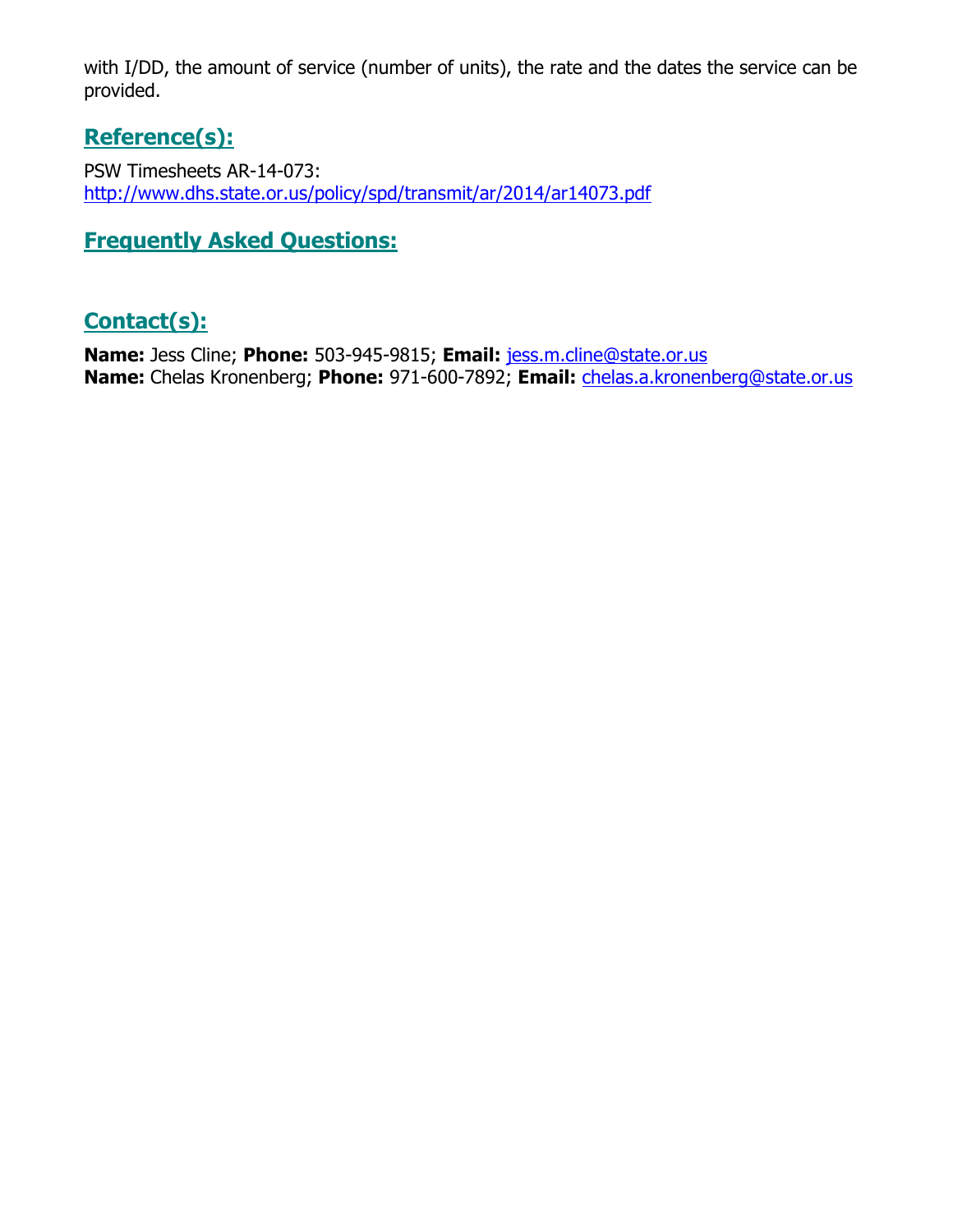with I/DD, the amount of service (number of units), the rate and the dates the service can be provided.

## Reference(s):

PSW Timesheets AR-14-073:
http://www.dhs.state.or.us/policy/spd/transmit/ar/2014/ar14073.pdf

## Frequently Asked Questions:

## Contact(s):

**Name:** Jess Cline; **Phone:** 503-945-9815; **Email:** jess.m.cline@state.or.us
**Name:** Chelas Kronenberg; **Phone:** 971-600-7892; **Email:** chelas.a.kronenberg@state.or.us